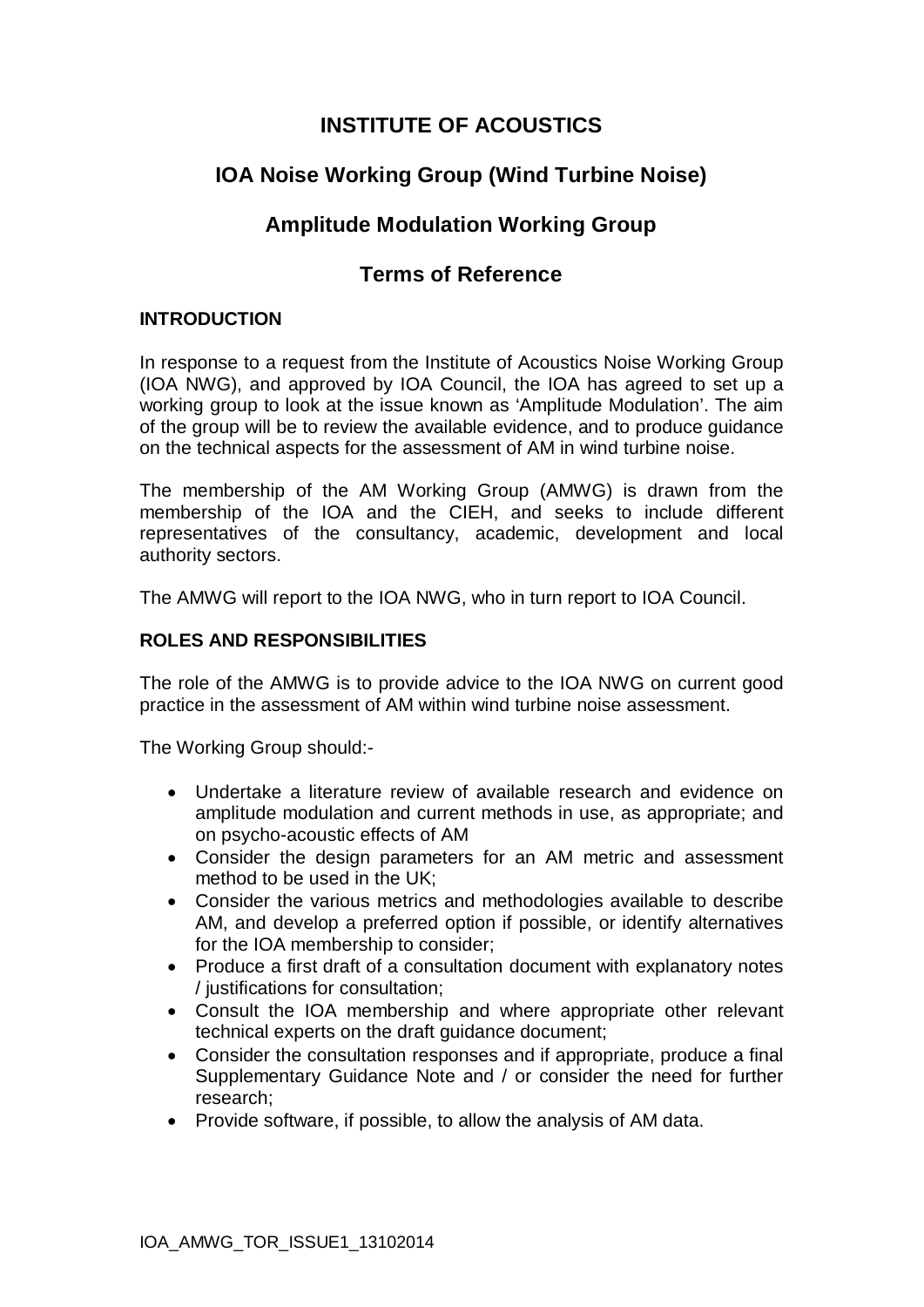# INSTITUTE OF ACOUSTICS

## IOA Noise Working Group (Wind Turbine Noise)

## Amplitude Modulation Working Group

## Terms of Reference

### INTRODUCTION

In response to a request from the Institute of Acoustics Noise Working Group (IOA NWG), and approved by IOA Council, the IOA has agreed to set up a working group to look at the issue known as 'Amplitude Modulation'. The aim of the group will be to review the available evidence, and to produce guidance on the technical aspects for the assessment of AM in wind turbine noise.

The membership of the AM Working Group (AMWG) is drawn from the membership of the IOA and the CIEH, and seeks to include different representatives of the consultancy, academic, development and local authority sectors.

The AMWG will report to the IOA NWG, who in turn report to IOA Council.

### ROLES AND RESPONSIBILITIES

The role of the AMWG is to provide advice to the IOA NWG on current good practice in the assessment of AM within wind turbine noise assessment.

The Working Group should:-

- Undertake a literature review of available research and evidence on amplitude modulation and current methods in use, as appropriate; and on psycho-acoustic effects of AM
- Consider the design parameters for an AM metric and assessment method to be used in the UK;
- Consider the various metrics and methodologies available to describe AM, and develop a preferred option if possible, or identify alternatives for the IOA membership to consider;
- Produce a first draft of a consultation document with explanatory notes / justifications for consultation;
- Consult the IOA membership and where appropriate other relevant technical experts on the draft guidance document;
- Consider the consultation responses and if appropriate, produce a final Supplementary Guidance Note and / or consider the need for further research;
- Provide software, if possible, to allow the analysis of AM data.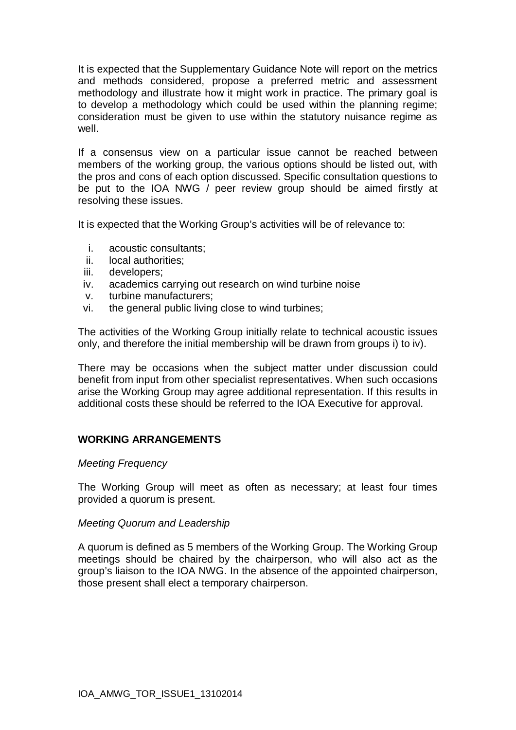It is expected that the Supplementary Guidance Note will report on the metrics and methods considered, propose a preferred metric and assessment methodology and illustrate how it might work in practice. The primary goal is to develop a methodology which could be used within the planning regime; consideration must be given to use within the statutory nuisance regime as well.

If a consensus view on a particular issue cannot be reached between members of the working group, the various options should be listed out, with the pros and cons of each option discussed. Specific consultation questions to be put to the IOA NWG / peer review group should be aimed firstly at resolving these issues.

It is expected that the Working Group's activities will be of relevance to:

i. acoustic consultants;
ii. local authorities;
iii. developers;
iv. academics carrying out research on wind turbine noise
v. turbine manufacturers;
vi. the general public living close to wind turbines;

The activities of the Working Group initially relate to technical acoustic issues only, and therefore the initial membership will be drawn from groups i) to iv).

There may be occasions when the subject matter under discussion could benefit from input from other specialist representatives. When such occasions arise the Working Group may agree additional representation. If this results in additional costs these should be referred to the IOA Executive for approval.

## WORKING ARRANGEMENTS

*Meeting Frequency*

The Working Group will meet as often as necessary; at least four times provided a quorum is present.

*Meeting Quorum and Leadership*

A quorum is defined as 5 members of the Working Group. The Working Group meetings should be chaired by the chairperson, who will also act as the group's liaison to the IOA NWG. In the absence of the appointed chairperson, those present shall elect a temporary chairperson.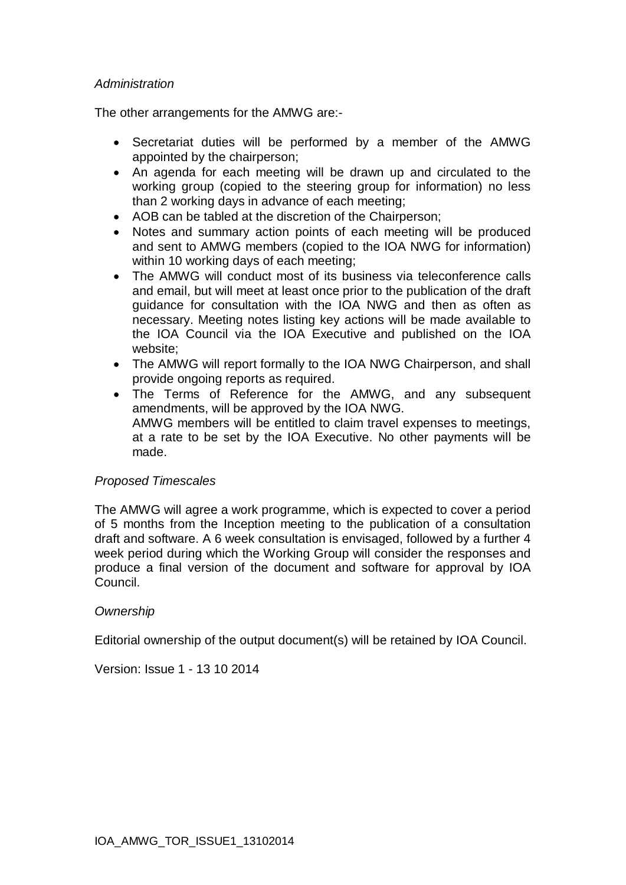*Administration*

The other arrangements for the AMWG are:-

- Secretariat duties will be performed by a member of the AMWG appointed by the chairperson;
- An agenda for each meeting will be drawn up and circulated to the working group (copied to the steering group for information) no less than 2 working days in advance of each meeting;
- AOB can be tabled at the discretion of the Chairperson;
- Notes and summary action points of each meeting will be produced and sent to AMWG members (copied to the IOA NWG for information) within 10 working days of each meeting;
- The AMWG will conduct most of its business via teleconference calls and email, but will meet at least once prior to the publication of the draft guidance for consultation with the IOA NWG and then as often as necessary. Meeting notes listing key actions will be made available to the IOA Council via the IOA Executive and published on the IOA website;
- The AMWG will report formally to the IOA NWG Chairperson, and shall provide ongoing reports as required.
- The Terms of Reference for the AMWG, and any subsequent amendments, will be approved by the IOA NWG.
  AMWG members will be entitled to claim travel expenses to meetings, at a rate to be set by the IOA Executive. No other payments will be made.

*Proposed Timescales*

The AMWG will agree a work programme, which is expected to cover a period of 5 months from the Inception meeting to the publication of a consultation draft and software. A 6 week consultation is envisaged, followed by a further 4 week period during which the Working Group will consider the responses and produce a final version of the document and software for approval by IOA Council.

*Ownership*

Editorial ownership of the output document(s) will be retained by IOA Council.

Version: Issue 1 - 13 10 2014